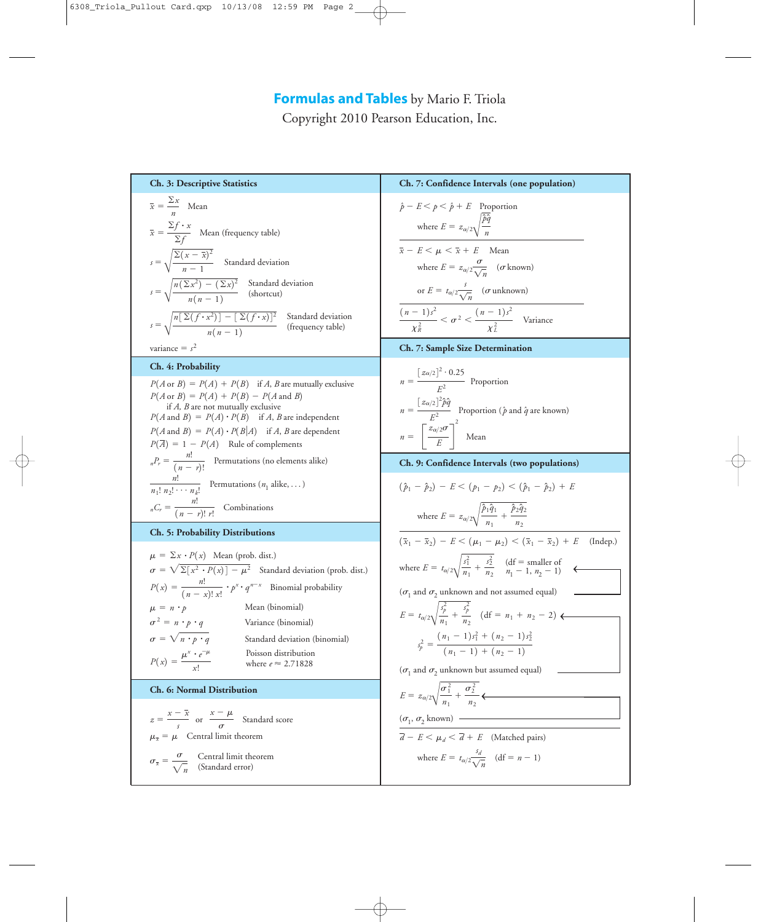# **Formulas and Tables** by Mario F. Triola

Copyright 2010 Pearson Education, Inc.

## Ch. 3: Descriptive Statistics

$\bar{x} = \dfrac{\Sigma x}{n}$ Mean

$\bar{x} = \dfrac{\Sigma f \cdot x}{\Sigma f}$ Mean (frequency table)

$s = \sqrt{\dfrac{\Sigma(x - \bar{x})^2}{n - 1}}$ Standard deviation

$s = \sqrt{\dfrac{n(\Sigma x^2) - (\Sigma x)^2}{n(n-1)}}$ Standard deviation (shortcut)

$s = \sqrt{\dfrac{n[\Sigma(f \cdot x^2)] - [\Sigma(f \cdot x)]^2}{n(n-1)}}$ Standard deviation (frequency table)

variance $= s^2$

## Ch. 4: Probability

$P(A \text{ or } B) = P(A) + P(B)$ if $A$, $B$ are mutually exclusive

$P(A \text{ or } B) = P(A) + P(B) - P(A \text{ and } B)$ if $A$, $B$ are not mutually exclusive

$P(A \text{ and } B) = P(A) \cdot P(B)$ if $A$, $B$ are independent

$P(A \text{ and } B) = P(A) \cdot P(B|A)$ if $A$, $B$ are dependent

$P(\bar{A}) = 1 - P(A)$ Rule of complements

${}_nP_r = \dfrac{n!}{(n-r)!}$ Permutations (no elements alike)

$\dfrac{n!}{n_1!\, n_2! \cdots n_k!}$ Permutations ($n_1$ alike, . . .)

${}_nC_r = \dfrac{n!}{(n-r)!\, r!}$ Combinations

## Ch. 5: Probability Distributions

$\mu = \Sigma x \cdot P(x)$ Mean (prob. dist.)

$\sigma = \sqrt{\Sigma[x^2 \cdot P(x)] - \mu^2}$ Standard deviation (prob. dist.)

$P(x) = \dfrac{n!}{(n-x)!\, x!} \cdot p^x \cdot q^{n-x}$ Binomial probability

$\mu = n \cdot p$ Mean (binomial)

$\sigma^2 = n \cdot p \cdot q$ Variance (binomial)

$\sigma = \sqrt{n \cdot p \cdot q}$ Standard deviation (binomial)

$P(x) = \dfrac{\mu^x \cdot e^{-\mu}}{x!}$ Poisson distribution where $e \approx 2.71828$

## Ch. 6: Normal Distribution

$z = \dfrac{x - \bar{x}}{s}$ or $\dfrac{x - \mu}{\sigma}$ Standard score

$\mu_{\bar{x}} = \mu$ Central limit theorem

$\sigma_{\bar{x}} = \dfrac{\sigma}{\sqrt{n}}$ Central limit theorem (Standard error)

## Ch. 7: Confidence Intervals (one population)

$\hat{p} - E < p < \hat{p} + E$ Proportion

where $E = z_{\alpha/2}\sqrt{\dfrac{\hat{p}\hat{q}}{n}}$

$\bar{x} - E < \mu < \bar{x} + E$ Mean

where $E = z_{\alpha/2}\dfrac{\sigma}{\sqrt{n}}$ ($\sigma$ known)

or $E = t_{\alpha/2}\dfrac{s}{\sqrt{n}}$ ($\sigma$ unknown)

$\dfrac{(n-1)s^2}{\chi_R^2} < \sigma^2 < \dfrac{(n-1)s^2}{\chi_L^2}$ Variance

## Ch. 7: Sample Size Determination

$n = \dfrac{[z_{\alpha/2}]^2 \cdot 0.25}{E^2}$ Proportion

$n = \dfrac{[z_{\alpha/2}]^2 \hat{p}\hat{q}}{E^2}$ Proportion ($\hat{p}$ and $\hat{q}$ are known)

$n = \left[\dfrac{z_{\alpha/2}\sigma}{E}\right]^2$ Mean

## Ch. 9: Confidence Intervals (two populations)

$(\hat{p}_1 - \hat{p}_2) - E < (p_1 - p_2) < (\hat{p}_1 - \hat{p}_2) + E$

where $E = z_{\alpha/2}\sqrt{\dfrac{\hat{p}_1\hat{q}_1}{n_1} + \dfrac{\hat{p}_2\hat{q}_2}{n_2}}$

$(\bar{x}_1 - \bar{x}_2) - E < (\mu_1 - \mu_2) < (\bar{x}_1 - \bar{x}_2) + E$ (Indep.)

where $E = t_{\alpha/2}\sqrt{\dfrac{s_1^2}{n_1} + \dfrac{s_2^2}{n_2}}$ (df = smaller of $n_1 - 1$, $n_2 - 1$)

($\sigma_1$ and $\sigma_2$ unknown and not assumed equal)

$E = t_{\alpha/2}\sqrt{\dfrac{s_p^2}{n_1} + \dfrac{s_p^2}{n_2}}$ (df $= n_1 + n_2 - 2$)

$s_p^2 = \dfrac{(n_1 - 1)s_1^2 + (n_2 - 1)s_2^2}{(n_1 - 1) + (n_2 - 1)}$

($\sigma_1$ and $\sigma_2$ unknown but assumed equal)

$E = z_{\alpha/2}\sqrt{\dfrac{\sigma_1^2}{n_1} + \dfrac{\sigma_2^2}{n_2}}$

($\sigma_1$, $\sigma_2$ known)

$\bar{d} - E < \mu_d < \bar{d} + E$ (Matched pairs)

where $E = t_{\alpha/2}\dfrac{s_d}{\sqrt{n}}$ (df $= n - 1$)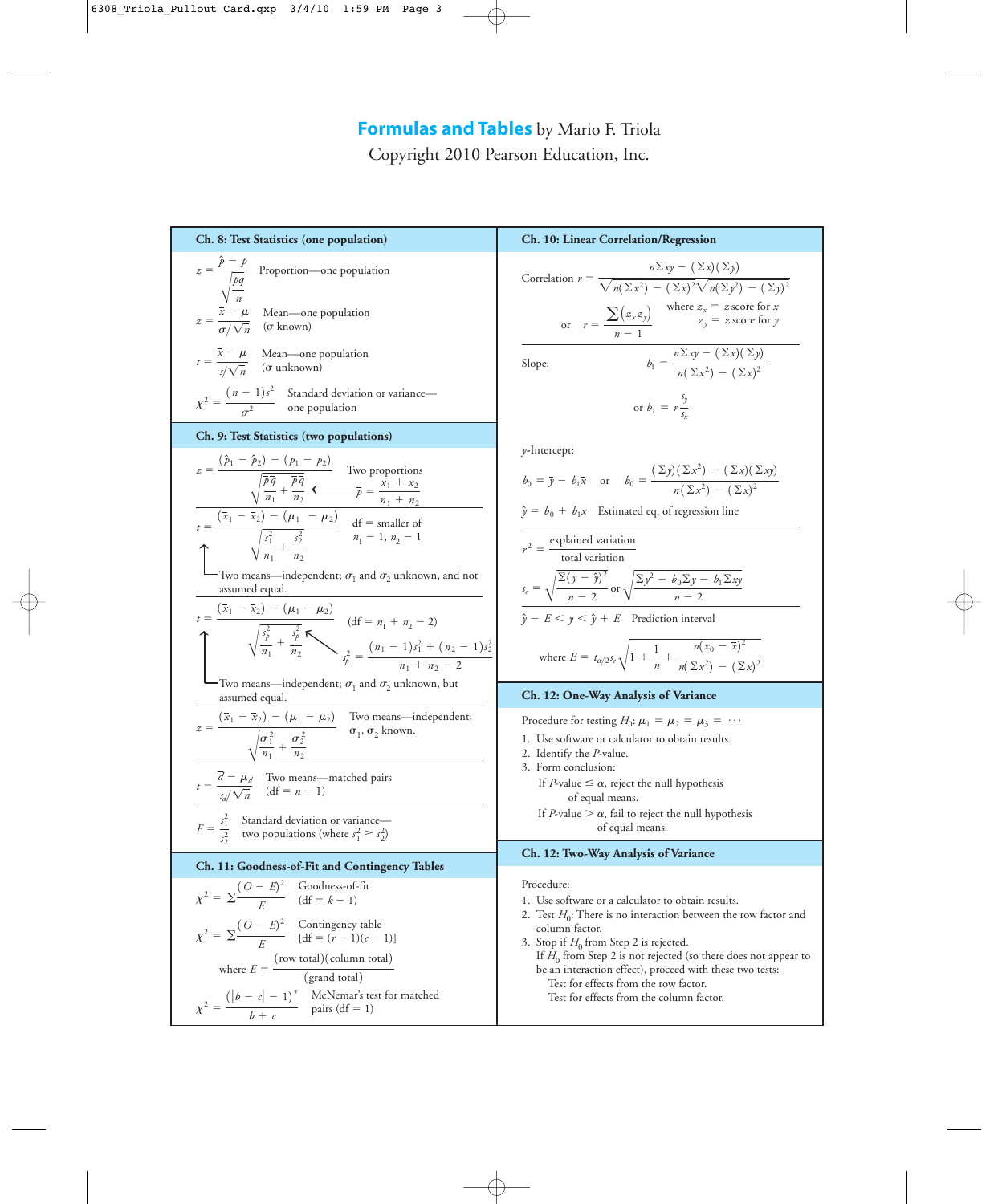# Formulas and Tables by Mario F. Triola

Copyright 2010 Pearson Education, Inc.

## Ch. 8: Test Statistics (one population)

$$z = \frac{\hat{p} - p}{\sqrt{\frac{pq}{n}}}$$ Proportion—one population

$$z = \frac{\bar{x} - \mu}{\sigma / \sqrt{n}}$$ Mean—one population ($\sigma$ known)

$$t = \frac{\bar{x} - \mu}{s / \sqrt{n}}$$ Mean—one population ($\sigma$ unknown)

$$\chi^2 = \frac{(n-1)s^2}{\sigma^2}$$ Standard deviation or variance—one population

## Ch. 9: Test Statistics (two populations)

$$z = \frac{(\hat{p}_1 - \hat{p}_2) - (p_1 - p_2)}{\sqrt{\frac{\bar{p}\bar{q}}{n_1} + \frac{\bar{p}\bar{q}}{n_2}}}$$ Two proportions, where $\bar{p} = \frac{x_1 + x_2}{n_1 + n_2}$

$$t = \frac{(\bar{x}_1 - \bar{x}_2) - (\mu_1 - \mu_2)}{\sqrt{\frac{s_1^2}{n_1} + \frac{s_2^2}{n_2}}}$$ df = smaller of $n_1 - 1$, $n_2 - 1$

Two means—independent; $\sigma_1$ and $\sigma_2$ unknown, and not assumed equal.

$$t = \frac{(\bar{x}_1 - \bar{x}_2) - (\mu_1 - \mu_2)}{\sqrt{\frac{s_p^2}{n_1} + \frac{s_p^2}{n_2}}}$$ (df = $n_1 + n_2 - 2$), where $s_p^2 = \frac{(n_1 - 1)s_1^2 + (n_2 - 1)s_2^2}{n_1 + n_2 - 2}$

Two means—independent; $\sigma_1$ and $\sigma_2$ unknown, but assumed equal.

$$z = \frac{(\bar{x}_1 - \bar{x}_2) - (\mu_1 - \mu_2)}{\sqrt{\frac{\sigma_1^2}{n_1} + \frac{\sigma_2^2}{n_2}}}$$ Two means—independent; $\sigma_1$, $\sigma_2$ known.

$$t = \frac{\bar{d} - \mu_d}{s_d / \sqrt{n}}$$ Two means—matched pairs (df = $n - 1$)

$$F = \frac{s_1^2}{s_2^2}$$ Standard deviation or variance—two populations (where $s_1^2 \geq s_2^2$)

## Ch. 11: Goodness-of-Fit and Contingency Tables

$$\chi^2 = \Sigma \frac{(O - E)^2}{E}$$ Goodness-of-fit (df = $k - 1$)

$$\chi^2 = \Sigma \frac{(O - E)^2}{E}$$ Contingency table [df = $(r - 1)(c - 1)$]

where $E = \frac{(\text{row total})(\text{column total})}{(\text{grand total})}$

$$\chi^2 = \frac{(|b - c| - 1)^2}{b + c}$$ McNemar's test for matched pairs (df = 1)

## Ch. 10: Linear Correlation/Regression

Correlation $r = \frac{n\Sigma xy - (\Sigma x)(\Sigma y)}{\sqrt{n(\Sigma x^2) - (\Sigma x)^2}\sqrt{n(\Sigma y^2) - (\Sigma y)^2}}$

or $r = \frac{\sum (z_x z_y)}{n - 1}$ where $z_x$ = z score for $x$, $z_y$ = z score for $y$

Slope: $b_1 = \frac{n\Sigma xy - (\Sigma x)(\Sigma y)}{n(\Sigma x^2) - (\Sigma x)^2}$

or $b_1 = r\frac{s_y}{s_x}$

$y$-Intercept:

$b_0 = \bar{y} - b_1\bar{x}$ or $b_0 = \frac{(\Sigma y)(\Sigma x^2) - (\Sigma x)(\Sigma xy)}{n(\Sigma x^2) - (\Sigma x)^2}$

$\hat{y} = b_0 + b_1 x$ Estimated eq. of regression line

$$r^2 = \frac{\text{explained variation}}{\text{total variation}}$$

$$s_e = \sqrt{\frac{\Sigma(y - \hat{y})^2}{n - 2}} \text{ or } \sqrt{\frac{\Sigma y^2 - b_0\Sigma y - b_1\Sigma xy}{n - 2}}$$

$\hat{y} - E < y < \hat{y} + E$ Prediction interval

where $E = t_{\alpha/2} s_e \sqrt{1 + \frac{1}{n} + \frac{n(x_0 - \bar{x})^2}{n(\Sigma x^2) - (\Sigma x)^2}}$

## Ch. 12: One-Way Analysis of Variance

Procedure for testing $H_0: \mu_1 = \mu_2 = \mu_3 = \cdots$

1. Use software or calculator to obtain results.
2. Identify the *P*-value.
3. Form conclusion:
   - If *P*-value $\leq \alpha$, reject the null hypothesis of equal means.
   - If *P*-value $> \alpha$, fail to reject the null hypothesis of equal means.

## Ch. 12: Two-Way Analysis of Variance

Procedure:

1. Use software or a calculator to obtain results.
2. Test $H_0$: There is no interaction between the row factor and column factor.
3. Stop if $H_0$ from Step 2 is rejected.
   If $H_0$ from Step 2 is not rejected (so there does not appear to be an interaction effect), proceed with these two tests:
   - Test for effects from the row factor.
   - Test for effects from the column factor.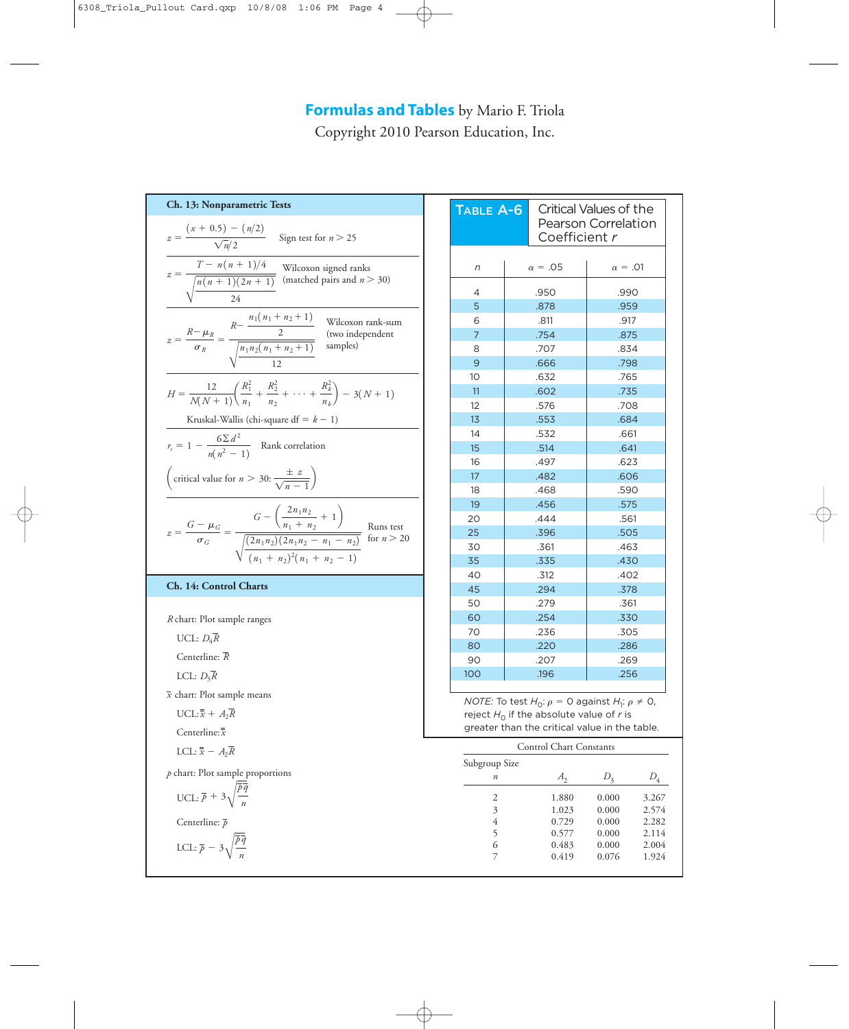# Formulas and Tables by Mario F. Triola

Copyright 2010 Pearson Education, Inc.

## Ch. 13: Nonparametric Tests

$$z = \frac{(x + 0.5) - (n/2)}{\sqrt{n}/2}$$ Sign test for $n > 25$

$$z = \frac{T - n(n+1)/4}{\sqrt{\frac{n(n+1)(2n+1)}{24}}}$$ Wilcoxon signed ranks (matched pairs and $n > 30$)

$$z = \frac{R - \mu_R}{\sigma_R} = \frac{R - \frac{n_1(n_1 + n_2 + 1)}{2}}{\sqrt{\frac{n_1 n_2 (n_1 + n_2 + 1)}{12}}}$$ Wilcoxon rank-sum (two independent samples)

$$H = \frac{12}{N(N+1)}\left(\frac{R_1^2}{n_1} + \frac{R_2^2}{n_2} + \cdots + \frac{R_k^2}{n_k}\right) - 3(N+1)$$

Kruskal-Wallis (chi-square df = $k - 1$)

$$r_s = 1 - \frac{6\Sigma d^2}{n(n^2 - 1)}$$ Rank correlation

$$\left(\text{critical value for } n > 30: \frac{\pm z}{\sqrt{n-1}}\right)$$

$$z = \frac{G - \mu_G}{\sigma_G} = \frac{G - \left(\frac{2n_1 n_2}{n_1 + n_2} + 1\right)}{\sqrt{\frac{(2n_1 n_2)(2n_1 n_2 - n_1 - n_2)}{(n_1 + n_2)^2(n_1 + n_2 - 1)}}}$$ Runs test for $n > 20$

## Ch. 14: Control Charts

$R$ chart: Plot sample ranges

UCL: $D_4\overline{R}$

Centerline: $\overline{R}$

LCL: $D_3\overline{R}$

$\overline{x}$ chart: Plot sample means

UCL: $\overline{\overline{x}} + A_2\overline{R}$

Centerline: $\overline{\overline{x}}$

LCL: $\overline{\overline{x}} - A_2\overline{R}$

$p$ chart: Plot sample proportions

UCL: $\overline{p} + 3\sqrt{\frac{\overline{p}\,\overline{q}}{n}}$

Centerline: $\overline{p}$

LCL: $\overline{p} - 3\sqrt{\frac{\overline{p}\,\overline{q}}{n}}$

## TABLE A-6 Critical Values of the Pearson Correlation Coefficient $r$

| $n$ | $\alpha = .05$ | $\alpha = .01$ |
|---|---|---|
| 4 | .950 | .990 |
| 5 | .878 | .959 |
| 6 | .811 | .917 |
| 7 | .754 | .875 |
| 8 | .707 | .834 |
| 9 | .666 | .798 |
| 10 | .632 | .765 |
| 11 | .602 | .735 |
| 12 | .576 | .708 |
| 13 | .553 | .684 |
| 14 | .532 | .661 |
| 15 | .514 | .641 |
| 16 | .497 | .623 |
| 17 | .482 | .606 |
| 18 | .468 | .590 |
| 19 | .456 | .575 |
| 20 | .444 | .561 |
| 25 | .396 | .505 |
| 30 | .361 | .463 |
| 35 | .335 | .430 |
| 40 | .312 | .402 |
| 45 | .294 | .378 |
| 50 | .279 | .361 |
| 60 | .254 | .330 |
| 70 | .236 | .305 |
| 80 | .220 | .286 |
| 90 | .207 | .269 |
| 100 | .196 | .256 |

*NOTE:* To test $H_0$: $\rho = 0$ against $H_1$: $\rho \neq 0$, reject $H_0$ if the absolute value of $r$ is greater than the critical value in the table.

### Control Chart Constants

| Subgroup Size $n$ | $A_2$ | $D_3$ | $D_4$ |
|---|---|---|---|
| 2 | 1.880 | 0.000 | 3.267 |
| 3 | 1.023 | 0.000 | 2.574 |
| 4 | 0.729 | 0.000 | 2.282 |
| 5 | 0.577 | 0.000 | 2.114 |
| 6 | 0.483 | 0.000 | 2.004 |
| 7 | 0.419 | 0.076 | 1.924 |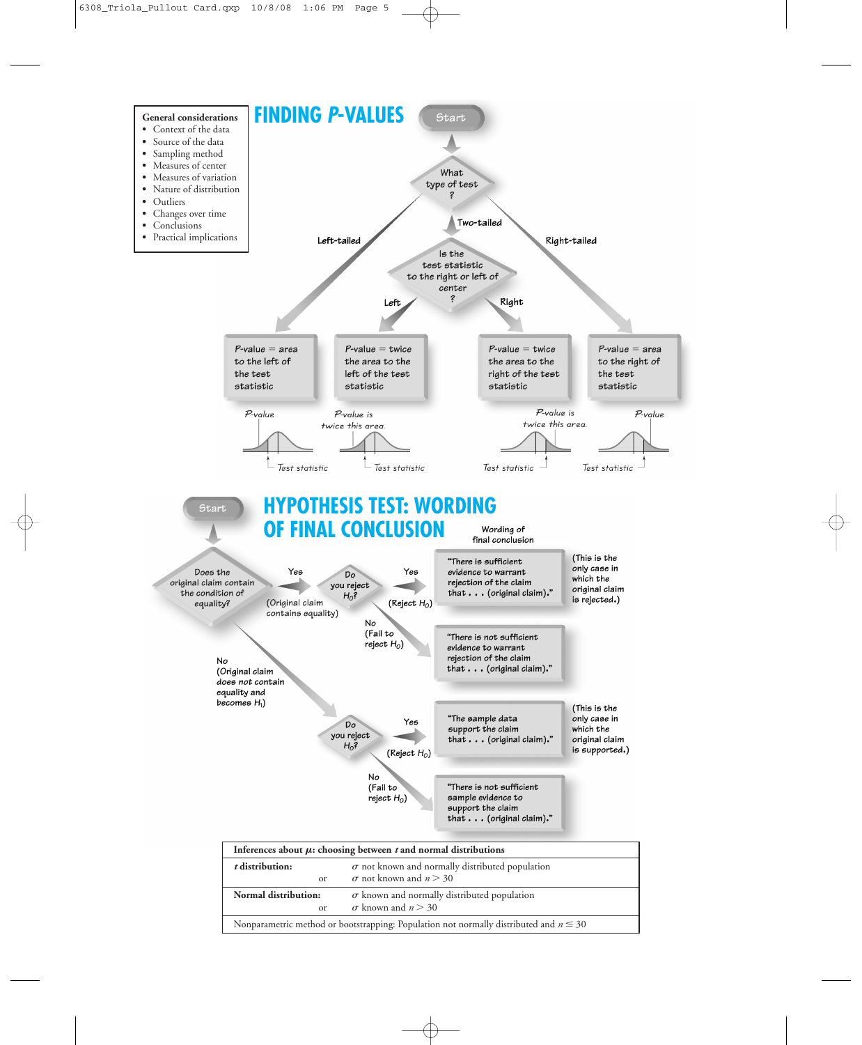**General considerations**

- Context of the data
- Source of the data
- Sampling method
- Measures of center
- Measures of variation
- Nature of distribution
- Outliers
- Changes over time
- Conclusions
- Practical implications

# FINDING *P*-VALUES

Start

What type of test?

- Left-tailed → *P*-value = area to the left of the test statistic
  - *P*-value; Test statistic
- Two-tailed → Is the test statistic to the right or left of center?
  - Left → *P*-value = twice the area to the left of the test statistic
    - *P*-value is twice this area.; Test statistic
  - Right → *P*-value = twice the area to the right of the test statistic
    - *P*-value is twice this area.; Test statistic
- Right-tailed → *P*-value = area to the right of the test statistic
  - *P*-value; Test statistic

# HYPOTHESIS TEST: WORDING OF FINAL CONCLUSION

Start

Does the original claim contain the condition of equality?

- Yes (Original claim contains equality) → Do you reject $H_0$?
  - Yes (Reject $H_0$) → "There is sufficient evidence to warrant rejection of the claim that . . . (original claim)." (This is the only case in which the original claim is rejected.)
  - No (Fail to reject $H_0$) → "There is not sufficient evidence to warrant rejection of the claim that . . . (original claim)."
- No (Original claim does not contain equality and becomes $H_1$) → Do you reject $H_0$?
  - Yes (Reject $H_0$) → "The sample data support the claim that . . . (original claim)." (This is the only case in which the original claim is supported.)
  - No (Fail to reject $H_0$) → "There is not sufficient sample evidence to support the claim that . . . (original claim)."

Wording of final conclusion

| **Inferences about $\mu$: choosing between $t$ and normal distributions** | |
|---|---|
| ***t* distribution:** | $\sigma$ not known and normally distributed population |
| or | $\sigma$ not known and $n > 30$ |
| **Normal distribution:** | $\sigma$ known and normally distributed population |
| or | $\sigma$ known and $n > 30$ |
| Nonparametric method or bootstrapping: Population not normally distributed and $n \leq 30$ | |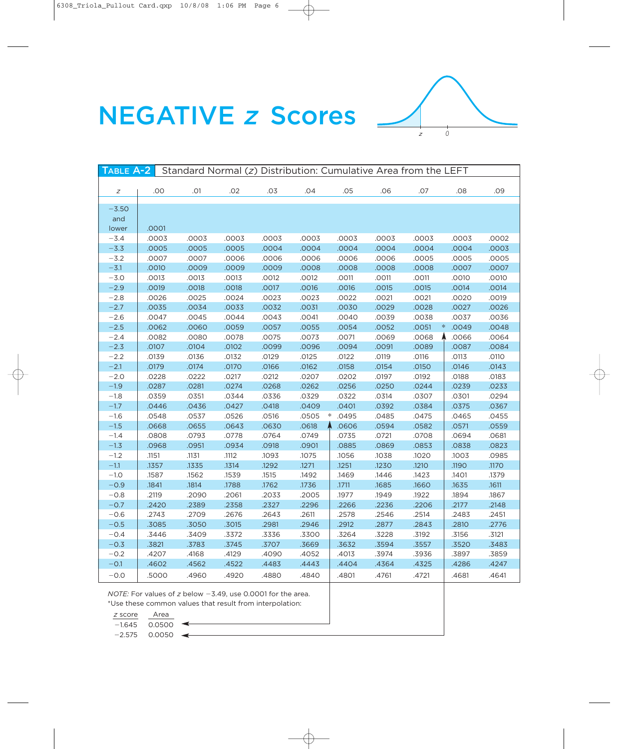# NEGATIVE $z$ Scores

| TABLE A-2 Standard Normal ($z$) Distribution: Cumulative Area from the LEFT | | | | | | | | | | |
|---|---|---|---|---|---|---|---|---|---|---|
| $z$ | .00 | .01 | .02 | .03 | .04 | .05 | .06 | .07 | .08 | .09 |
| −3.50 and lower | .0001 | | | | | | | | | |
| −3.4 | .0003 | .0003 | .0003 | .0003 | .0003 | .0003 | .0003 | .0003 | .0003 | .0002 |
| −3.3 | .0005 | .0005 | .0005 | .0004 | .0004 | .0004 | .0004 | .0004 | .0004 | .0003 |
| −3.2 | .0007 | .0007 | .0006 | .0006 | .0006 | .0006 | .0006 | .0005 | .0005 | .0005 |
| −3.1 | .0010 | .0009 | .0009 | .0009 | .0008 | .0008 | .0008 | .0008 | .0007 | .0007 |
| −3.0 | .0013 | .0013 | .0013 | .0012 | .0012 | .0011 | .0011 | .0011 | .0010 | .0010 |
| −2.9 | .0019 | .0018 | .0018 | .0017 | .0016 | .0016 | .0015 | .0015 | .0014 | .0014 |
| −2.8 | .0026 | .0025 | .0024 | .0023 | .0023 | .0022 | .0021 | .0021 | .0020 | .0019 |
| −2.7 | .0035 | .0034 | .0033 | .0032 | .0031 | .0030 | .0029 | .0028 | .0027 | .0026 |
| −2.6 | .0047 | .0045 | .0044 | .0043 | .0041 | .0040 | .0039 | .0038 | .0037 | .0036 |
| −2.5 | .0062 | .0060 | .0059 | .0057 | .0055 | .0054 | .0052 | .0051 | * .0049 | .0048 |
| −2.4 | .0082 | .0080 | .0078 | .0075 | .0073 | .0071 | .0069 | .0068 | .0066 | .0064 |
| −2.3 | .0107 | .0104 | .0102 | .0099 | .0096 | .0094 | .0091 | .0089 | .0087 | .0084 |
| −2.2 | .0139 | .0136 | .0132 | .0129 | .0125 | .0122 | .0119 | .0116 | .0113 | .0110 |
| −2.1 | .0179 | .0174 | .0170 | .0166 | .0162 | .0158 | .0154 | .0150 | .0146 | .0143 |
| −2.0 | .0228 | .0222 | .0217 | .0212 | .0207 | .0202 | .0197 | .0192 | .0188 | .0183 |
| −1.9 | .0287 | .0281 | .0274 | .0268 | .0262 | .0256 | .0250 | .0244 | .0239 | .0233 |
| −1.8 | .0359 | .0351 | .0344 | .0336 | .0329 | .0322 | .0314 | .0307 | .0301 | .0294 |
| −1.7 | .0446 | .0436 | .0427 | .0418 | .0409 | .0401 | .0392 | .0384 | .0375 | .0367 |
| −1.6 | .0548 | .0537 | .0526 | .0516 | .0505 | * .0495 | .0485 | .0475 | .0465 | .0455 |
| −1.5 | .0668 | .0655 | .0643 | .0630 | .0618 | .0606 | .0594 | .0582 | .0571 | .0559 |
| −1.4 | .0808 | .0793 | .0778 | .0764 | .0749 | .0735 | .0721 | .0708 | .0694 | .0681 |
| −1.3 | .0968 | .0951 | .0934 | .0918 | .0901 | .0885 | .0869 | .0853 | .0838 | .0823 |
| −1.2 | .1151 | .1131 | .1112 | .1093 | .1075 | .1056 | .1038 | .1020 | .1003 | .0985 |
| −1.1 | .1357 | .1335 | .1314 | .1292 | .1271 | .1251 | .1230 | .1210 | .1190 | .1170 |
| −1.0 | .1587 | .1562 | .1539 | .1515 | .1492 | .1469 | .1446 | .1423 | .1401 | .1379 |
| −0.9 | .1841 | .1814 | .1788 | .1762 | .1736 | .1711 | .1685 | .1660 | .1635 | .1611 |
| −0.8 | .2119 | .2090 | .2061 | .2033 | .2005 | .1977 | .1949 | .1922 | .1894 | .1867 |
| −0.7 | .2420 | .2389 | .2358 | .2327 | .2296 | .2266 | .2236 | .2206 | .2177 | .2148 |
| −0.6 | .2743 | .2709 | .2676 | .2643 | .2611 | .2578 | .2546 | .2514 | .2483 | .2451 |
| −0.5 | .3085 | .3050 | .3015 | .2981 | .2946 | .2912 | .2877 | .2843 | .2810 | .2776 |
| −0.4 | .3446 | .3409 | .3372 | .3336 | .3300 | .3264 | .3228 | .3192 | .3156 | .3121 |
| −0.3 | .3821 | .3783 | .3745 | .3707 | .3669 | .3632 | .3594 | .3557 | .3520 | .3483 |
| −0.2 | .4207 | .4168 | .4129 | .4090 | .4052 | .4013 | .3974 | .3936 | .3897 | .3859 |
| −0.1 | .4602 | .4562 | .4522 | .4483 | .4443 | .4404 | .4364 | .4325 | .4286 | .4247 |
| −0.0 | .5000 | .4960 | .4920 | .4880 | .4840 | .4801 | .4761 | .4721 | .4681 | .4641 |

*NOTE:* For values of $z$ below −3.49, use 0.0001 for the area.

*Use these common values that result from interpolation:

| $z$ score | Area |
|---|---|
| −1.645 | 0.0500 |
| −2.575 | 0.0050 |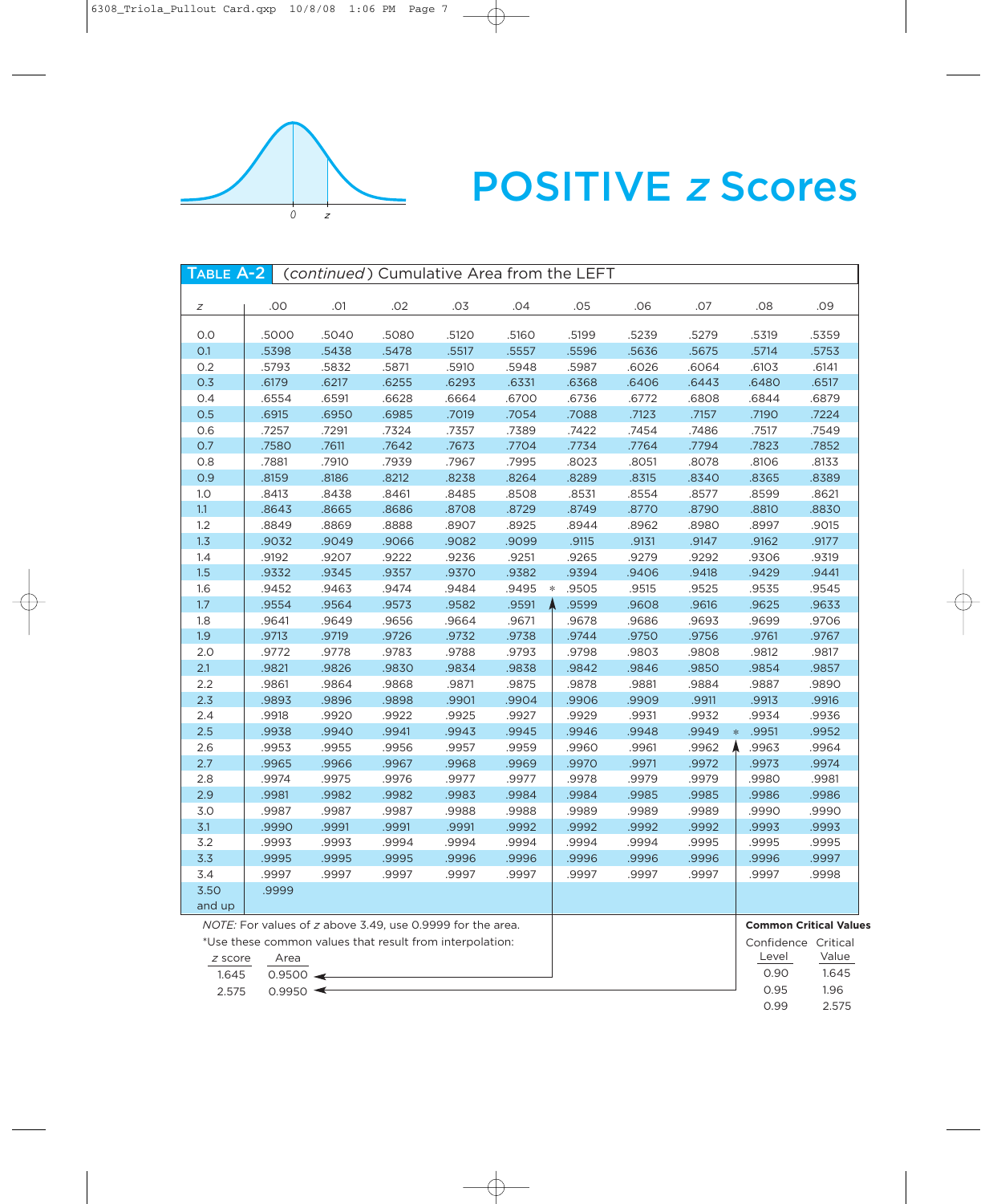# POSITIVE $z$ Scores

**TABLE A-2** (*continued*) Cumulative Area from the LEFT

| $z$ | .00 | .01 | .02 | .03 | .04 | .05 | .06 | .07 | .08 | .09 |
|---|---|---|---|---|---|---|---|---|---|---|
| 0.0 | .5000 | .5040 | .5080 | .5120 | .5160 | .5199 | .5239 | .5279 | .5319 | .5359 |
| 0.1 | .5398 | .5438 | .5478 | .5517 | .5557 | .5596 | .5636 | .5675 | .5714 | .5753 |
| 0.2 | .5793 | .5832 | .5871 | .5910 | .5948 | .5987 | .6026 | .6064 | .6103 | .6141 |
| 0.3 | .6179 | .6217 | .6255 | .6293 | .6331 | .6368 | .6406 | .6443 | .6480 | .6517 |
| 0.4 | .6554 | .6591 | .6628 | .6664 | .6700 | .6736 | .6772 | .6808 | .6844 | .6879 |
| 0.5 | .6915 | .6950 | .6985 | .7019 | .7054 | .7088 | .7123 | .7157 | .7190 | .7224 |
| 0.6 | .7257 | .7291 | .7324 | .7357 | .7389 | .7422 | .7454 | .7486 | .7517 | .7549 |
| 0.7 | .7580 | .7611 | .7642 | .7673 | .7704 | .7734 | .7764 | .7794 | .7823 | .7852 |
| 0.8 | .7881 | .7910 | .7939 | .7967 | .7995 | .8023 | .8051 | .8078 | .8106 | .8133 |
| 0.9 | .8159 | .8186 | .8212 | .8238 | .8264 | .8289 | .8315 | .8340 | .8365 | .8389 |
| 1.0 | .8413 | .8438 | .8461 | .8485 | .8508 | .8531 | .8554 | .8577 | .8599 | .8621 |
| 1.1 | .8643 | .8665 | .8686 | .8708 | .8729 | .8749 | .8770 | .8790 | .8810 | .8830 |
| 1.2 | .8849 | .8869 | .8888 | .8907 | .8925 | .8944 | .8962 | .8980 | .8997 | .9015 |
| 1.3 | .9032 | .9049 | .9066 | .9082 | .9099 | .9115 | .9131 | .9147 | .9162 | .9177 |
| 1.4 | .9192 | .9207 | .9222 | .9236 | .9251 | .9265 | .9279 | .9292 | .9306 | .9319 |
| 1.5 | .9332 | .9345 | .9357 | .9370 | .9382 | .9394 | .9406 | .9418 | .9429 | .9441 |
| 1.6 | .9452 | .9463 | .9474 | .9484 | .9495 | * .9505 | .9515 | .9525 | .9535 | .9545 |
| 1.7 | .9554 | .9564 | .9573 | .9582 | .9591 | .9599 | .9608 | .9616 | .9625 | .9633 |
| 1.8 | .9641 | .9649 | .9656 | .9664 | .9671 | .9678 | .9686 | .9693 | .9699 | .9706 |
| 1.9 | .9713 | .9719 | .9726 | .9732 | .9738 | .9744 | .9750 | .9756 | .9761 | .9767 |
| 2.0 | .9772 | .9778 | .9783 | .9788 | .9793 | .9798 | .9803 | .9808 | .9812 | .9817 |
| 2.1 | .9821 | .9826 | .9830 | .9834 | .9838 | .9842 | .9846 | .9850 | .9854 | .9857 |
| 2.2 | .9861 | .9864 | .9868 | .9871 | .9875 | .9878 | .9881 | .9884 | .9887 | .9890 |
| 2.3 | .9893 | .9896 | .9898 | .9901 | .9904 | .9906 | .9909 | .9911 | .9913 | .9916 |
| 2.4 | .9918 | .9920 | .9922 | .9925 | .9927 | .9929 | .9931 | .9932 | .9934 | .9936 |
| 2.5 | .9938 | .9940 | .9941 | .9943 | .9945 | .9946 | .9948 | .9949 | * .9951 | .9952 |
| 2.6 | .9953 | .9955 | .9956 | .9957 | .9959 | .9960 | .9961 | .9962 | .9963 | .9964 |
| 2.7 | .9965 | .9966 | .9967 | .9968 | .9969 | .9970 | .9971 | .9972 | .9973 | .9974 |
| 2.8 | .9974 | .9975 | .9976 | .9977 | .9977 | .9978 | .9979 | .9979 | .9980 | .9981 |
| 2.9 | .9981 | .9982 | .9982 | .9983 | .9984 | .9984 | .9985 | .9985 | .9986 | .9986 |
| 3.0 | .9987 | .9987 | .9987 | .9988 | .9988 | .9989 | .9989 | .9989 | .9990 | .9990 |
| 3.1 | .9990 | .9991 | .9991 | .9991 | .9992 | .9992 | .9992 | .9992 | .9993 | .9993 |
| 3.2 | .9993 | .9993 | .9994 | .9994 | .9994 | .9994 | .9994 | .9995 | .9995 | .9995 |
| 3.3 | .9995 | .9995 | .9995 | .9996 | .9996 | .9996 | .9996 | .9996 | .9996 | .9997 |
| 3.4 | .9997 | .9997 | .9997 | .9997 | .9997 | .9997 | .9997 | .9997 | .9997 | .9998 |
| 3.50 and up | .9999 | | | | | | | | | |

*NOTE:* For values of $z$ above 3.49, use 0.9999 for the area.

*Use these common values that result from interpolation:

| $z$ score | Area |
|---|---|
| 1.645 | 0.9500 |
| 2.575 | 0.9950 |

**Common Critical Values**

| Confidence Level | Critical Value |
|---|---|
| 0.90 | 1.645 |
| 0.95 | 1.96 |
| 0.99 | 2.575 |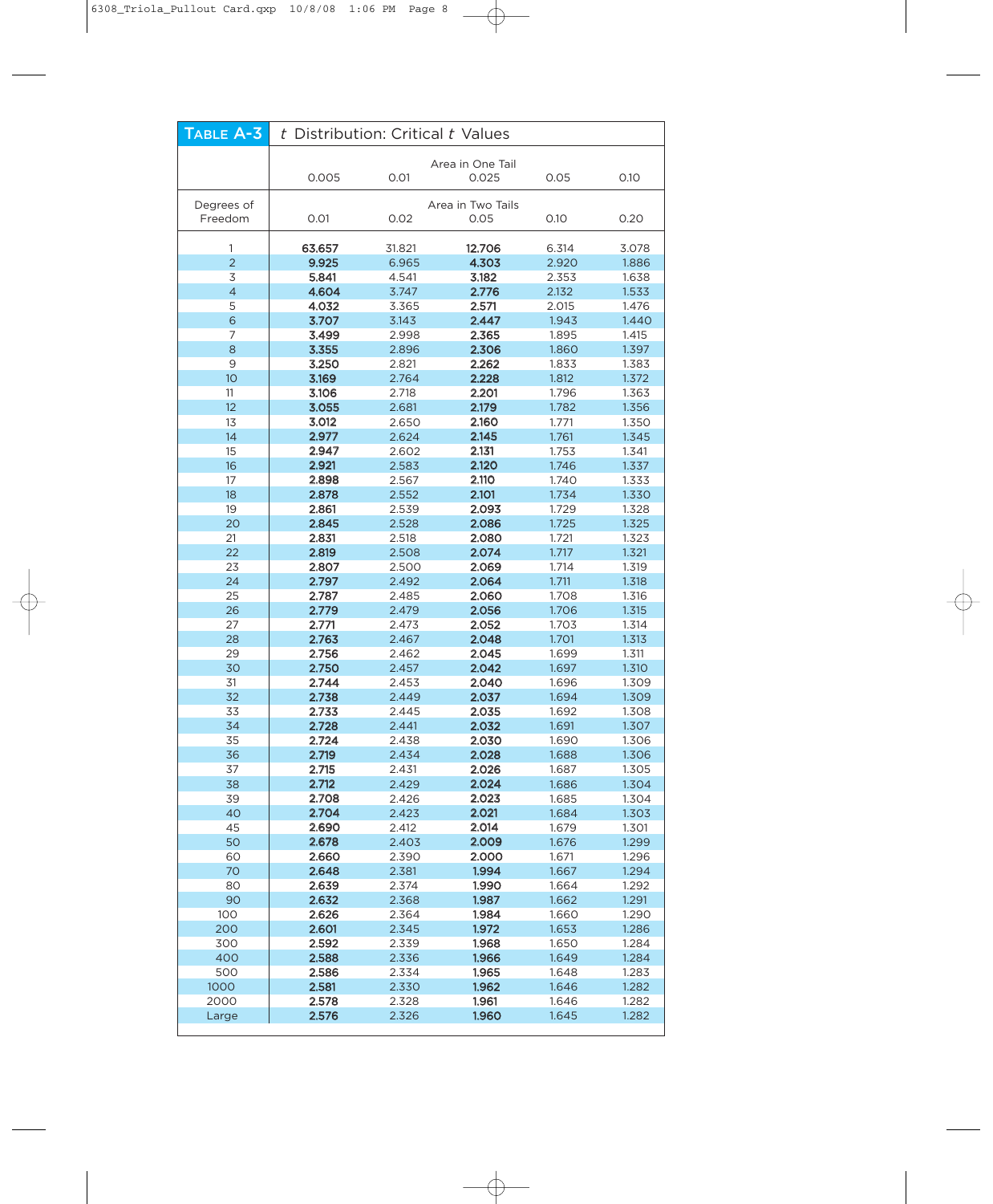## TABLE A-3 $t$ Distribution: Critical $t$ Values

| | Area in One Tail | | | | |
|---|---|---|---|---|---|
| | 0.005 | 0.01 | 0.025 | 0.05 | 0.10 |
| **Degrees of Freedom** | **Area in Two Tails** | | | | |
| | 0.01 | 0.02 | 0.05 | 0.10 | 0.20 |
| 1 | **63.657** | 31.821 | **12.706** | 6.314 | 3.078 |
| 2 | **9.925** | 6.965 | **4.303** | 2.920 | 1.886 |
| 3 | **5.841** | 4.541 | **3.182** | 2.353 | 1.638 |
| 4 | **4.604** | 3.747 | **2.776** | 2.132 | 1.533 |
| 5 | **4.032** | 3.365 | **2.571** | 2.015 | 1.476 |
| 6 | **3.707** | 3.143 | **2.447** | 1.943 | 1.440 |
| 7 | **3.499** | 2.998 | **2.365** | 1.895 | 1.415 |
| 8 | **3.355** | 2.896 | **2.306** | 1.860 | 1.397 |
| 9 | **3.250** | 2.821 | **2.262** | 1.833 | 1.383 |
| 10 | **3.169** | 2.764 | **2.228** | 1.812 | 1.372 |
| 11 | **3.106** | 2.718 | **2.201** | 1.796 | 1.363 |
| 12 | **3.055** | 2.681 | **2.179** | 1.782 | 1.356 |
| 13 | **3.012** | 2.650 | **2.160** | 1.771 | 1.350 |
| 14 | **2.977** | 2.624 | **2.145** | 1.761 | 1.345 |
| 15 | **2.947** | 2.602 | **2.131** | 1.753 | 1.341 |
| 16 | **2.921** | 2.583 | **2.120** | 1.746 | 1.337 |
| 17 | **2.898** | 2.567 | **2.110** | 1.740 | 1.333 |
| 18 | **2.878** | 2.552 | **2.101** | 1.734 | 1.330 |
| 19 | **2.861** | 2.539 | **2.093** | 1.729 | 1.328 |
| 20 | **2.845** | 2.528 | **2.086** | 1.725 | 1.325 |
| 21 | **2.831** | 2.518 | **2.080** | 1.721 | 1.323 |
| 22 | **2.819** | 2.508 | **2.074** | 1.717 | 1.321 |
| 23 | **2.807** | 2.500 | **2.069** | 1.714 | 1.319 |
| 24 | **2.797** | 2.492 | **2.064** | 1.711 | 1.318 |
| 25 | **2.787** | 2.485 | **2.060** | 1.708 | 1.316 |
| 26 | **2.779** | 2.479 | **2.056** | 1.706 | 1.315 |
| 27 | **2.771** | 2.473 | **2.052** | 1.703 | 1.314 |
| 28 | **2.763** | 2.467 | **2.048** | 1.701 | 1.313 |
| 29 | **2.756** | 2.462 | **2.045** | 1.699 | 1.311 |
| 30 | **2.750** | 2.457 | **2.042** | 1.697 | 1.310 |
| 31 | **2.744** | 2.453 | **2.040** | 1.696 | 1.309 |
| 32 | **2.738** | 2.449 | **2.037** | 1.694 | 1.309 |
| 33 | **2.733** | 2.445 | **2.035** | 1.692 | 1.308 |
| 34 | **2.728** | 2.441 | **2.032** | 1.691 | 1.307 |
| 35 | **2.724** | 2.438 | **2.030** | 1.690 | 1.306 |
| 36 | **2.719** | 2.434 | **2.028** | 1.688 | 1.306 |
| 37 | **2.715** | 2.431 | **2.026** | 1.687 | 1.305 |
| 38 | **2.712** | 2.429 | **2.024** | 1.686 | 1.304 |
| 39 | **2.708** | 2.426 | **2.023** | 1.685 | 1.304 |
| 40 | **2.704** | 2.423 | **2.021** | 1.684 | 1.303 |
| 45 | **2.690** | 2.412 | **2.014** | 1.679 | 1.301 |
| 50 | **2.678** | 2.403 | **2.009** | 1.676 | 1.299 |
| 60 | **2.660** | 2.390 | **2.000** | 1.671 | 1.296 |
| 70 | **2.648** | 2.381 | **1.994** | 1.667 | 1.294 |
| 80 | **2.639** | 2.374 | **1.990** | 1.664 | 1.292 |
| 90 | **2.632** | 2.368 | **1.987** | 1.662 | 1.291 |
| 100 | **2.626** | 2.364 | **1.984** | 1.660 | 1.290 |
| 200 | **2.601** | 2.345 | **1.972** | 1.653 | 1.286 |
| 300 | **2.592** | 2.339 | **1.968** | 1.650 | 1.284 |
| 400 | **2.588** | 2.336 | **1.966** | 1.649 | 1.284 |
| 500 | **2.586** | 2.334 | **1.965** | 1.648 | 1.283 |
| 1000 | **2.581** | 2.330 | **1.962** | 1.646 | 1.282 |
| 2000 | **2.578** | 2.328 | **1.961** | 1.646 | 1.282 |
| Large | **2.576** | 2.326 | **1.960** | 1.645 | 1.282 |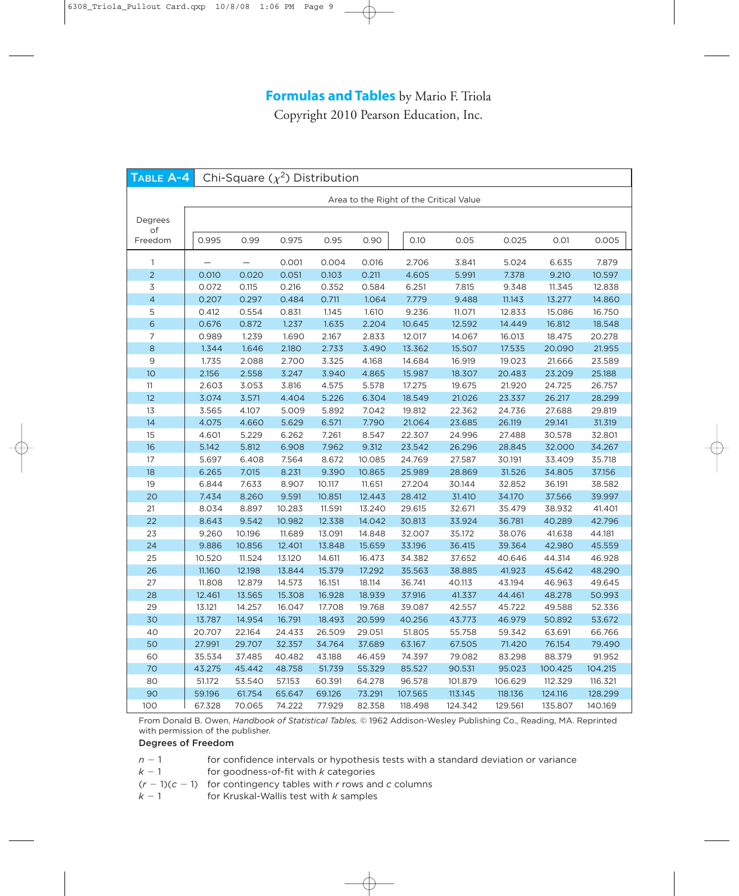## Formulas and Tables by Mario F. Triola

Copyright 2010 Pearson Education, Inc.

### TABLE A-4 Chi-Square ($\chi^2$) Distribution

| Degrees of Freedom | Area to the Right of the Critical Value | | | | | | | | | |
|---|---|---|---|---|---|---|---|---|---|---|
| | 0.995 | 0.99 | 0.975 | 0.95 | 0.90 | 0.10 | 0.05 | 0.025 | 0.01 | 0.005 |
| 1 | — | — | 0.001 | 0.004 | 0.016 | 2.706 | 3.841 | 5.024 | 6.635 | 7.879 |
| 2 | 0.010 | 0.020 | 0.051 | 0.103 | 0.211 | 4.605 | 5.991 | 7.378 | 9.210 | 10.597 |
| 3 | 0.072 | 0.115 | 0.216 | 0.352 | 0.584 | 6.251 | 7.815 | 9.348 | 11.345 | 12.838 |
| 4 | 0.207 | 0.297 | 0.484 | 0.711 | 1.064 | 7.779 | 9.488 | 11.143 | 13.277 | 14.860 |
| 5 | 0.412 | 0.554 | 0.831 | 1.145 | 1.610 | 9.236 | 11.071 | 12.833 | 15.086 | 16.750 |
| 6 | 0.676 | 0.872 | 1.237 | 1.635 | 2.204 | 10.645 | 12.592 | 14.449 | 16.812 | 18.548 |
| 7 | 0.989 | 1.239 | 1.690 | 2.167 | 2.833 | 12.017 | 14.067 | 16.013 | 18.475 | 20.278 |
| 8 | 1.344 | 1.646 | 2.180 | 2.733 | 3.490 | 13.362 | 15.507 | 17.535 | 20.090 | 21.955 |
| 9 | 1.735 | 2.088 | 2.700 | 3.325 | 4.168 | 14.684 | 16.919 | 19.023 | 21.666 | 23.589 |
| 10 | 2.156 | 2.558 | 3.247 | 3.940 | 4.865 | 15.987 | 18.307 | 20.483 | 23.209 | 25.188 |
| 11 | 2.603 | 3.053 | 3.816 | 4.575 | 5.578 | 17.275 | 19.675 | 21.920 | 24.725 | 26.757 |
| 12 | 3.074 | 3.571 | 4.404 | 5.226 | 6.304 | 18.549 | 21.026 | 23.337 | 26.217 | 28.299 |
| 13 | 3.565 | 4.107 | 5.009 | 5.892 | 7.042 | 19.812 | 22.362 | 24.736 | 27.688 | 29.819 |
| 14 | 4.075 | 4.660 | 5.629 | 6.571 | 7.790 | 21.064 | 23.685 | 26.119 | 29.141 | 31.319 |
| 15 | 4.601 | 5.229 | 6.262 | 7.261 | 8.547 | 22.307 | 24.996 | 27.488 | 30.578 | 32.801 |
| 16 | 5.142 | 5.812 | 6.908 | 7.962 | 9.312 | 23.542 | 26.296 | 28.845 | 32.000 | 34.267 |
| 17 | 5.697 | 6.408 | 7.564 | 8.672 | 10.085 | 24.769 | 27.587 | 30.191 | 33.409 | 35.718 |
| 18 | 6.265 | 7.015 | 8.231 | 9.390 | 10.865 | 25.989 | 28.869 | 31.526 | 34.805 | 37.156 |
| 19 | 6.844 | 7.633 | 8.907 | 10.117 | 11.651 | 27.204 | 30.144 | 32.852 | 36.191 | 38.582 |
| 20 | 7.434 | 8.260 | 9.591 | 10.851 | 12.443 | 28.412 | 31.410 | 34.170 | 37.566 | 39.997 |
| 21 | 8.034 | 8.897 | 10.283 | 11.591 | 13.240 | 29.615 | 32.671 | 35.479 | 38.932 | 41.401 |
| 22 | 8.643 | 9.542 | 10.982 | 12.338 | 14.042 | 30.813 | 33.924 | 36.781 | 40.289 | 42.796 |
| 23 | 9.260 | 10.196 | 11.689 | 13.091 | 14.848 | 32.007 | 35.172 | 38.076 | 41.638 | 44.181 |
| 24 | 9.886 | 10.856 | 12.401 | 13.848 | 15.659 | 33.196 | 36.415 | 39.364 | 42.980 | 45.559 |
| 25 | 10.520 | 11.524 | 13.120 | 14.611 | 16.473 | 34.382 | 37.652 | 40.646 | 44.314 | 46.928 |
| 26 | 11.160 | 12.198 | 13.844 | 15.379 | 17.292 | 35.563 | 38.885 | 41.923 | 45.642 | 48.290 |
| 27 | 11.808 | 12.879 | 14.573 | 16.151 | 18.114 | 36.741 | 40.113 | 43.194 | 46.963 | 49.645 |
| 28 | 12.461 | 13.565 | 15.308 | 16.928 | 18.939 | 37.916 | 41.337 | 44.461 | 48.278 | 50.993 |
| 29 | 13.121 | 14.257 | 16.047 | 17.708 | 19.768 | 39.087 | 42.557 | 45.722 | 49.588 | 52.336 |
| 30 | 13.787 | 14.954 | 16.791 | 18.493 | 20.599 | 40.256 | 43.773 | 46.979 | 50.892 | 53.672 |
| 40 | 20.707 | 22.164 | 24.433 | 26.509 | 29.051 | 51.805 | 55.758 | 59.342 | 63.691 | 66.766 |
| 50 | 27.991 | 29.707 | 32.357 | 34.764 | 37.689 | 63.167 | 67.505 | 71.420 | 76.154 | 79.490 |
| 60 | 35.534 | 37.485 | 40.482 | 43.188 | 46.459 | 74.397 | 79.082 | 83.298 | 88.379 | 91.952 |
| 70 | 43.275 | 45.442 | 48.758 | 51.739 | 55.329 | 85.527 | 90.531 | 95.023 | 100.425 | 104.215 |
| 80 | 51.172 | 53.540 | 57.153 | 60.391 | 64.278 | 96.578 | 101.879 | 106.629 | 112.329 | 116.321 |
| 90 | 59.196 | 61.754 | 65.647 | 69.126 | 73.291 | 107.565 | 113.145 | 118.136 | 124.116 | 128.299 |
| 100 | 67.328 | 70.065 | 74.222 | 77.929 | 82.358 | 118.498 | 124.342 | 129.561 | 135.807 | 140.169 |

From Donald B. Owen, *Handbook of Statistical Tables,* © 1962 Addison-Wesley Publishing Co., Reading, MA. Reprinted with permission of the publisher.

**Degrees of Freedom**

| | |
|---|---|
| $n - 1$ | for confidence intervals or hypothesis tests with a standard deviation or variance |
| $k - 1$ | for goodness-of-fit with $k$ categories |
| $(r - 1)(c - 1)$ | for contingency tables with $r$ rows and $c$ columns |
| $k - 1$ | for Kruskal-Wallis test with $k$ samples |